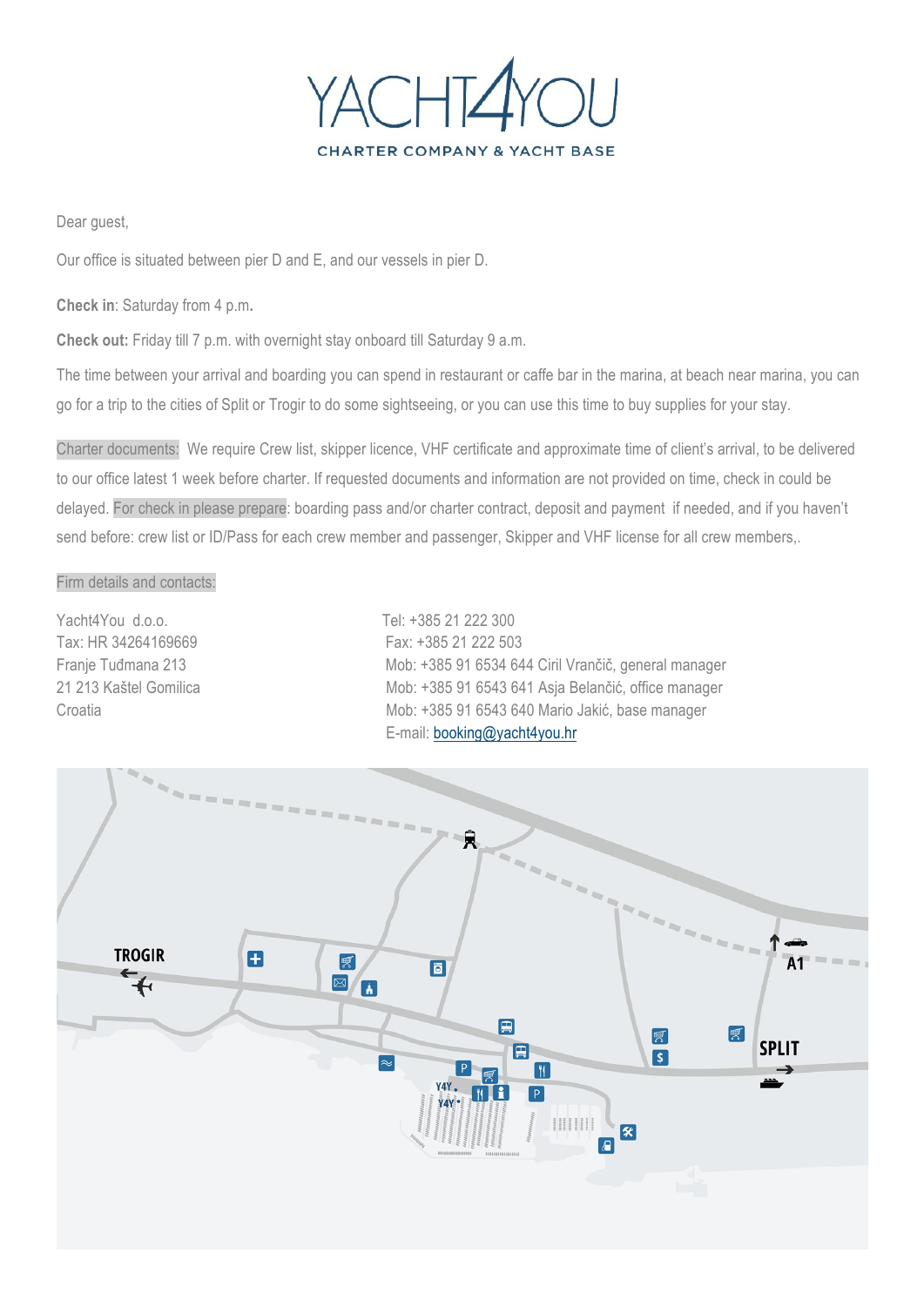# YACHT4YOU

CHARTER COMPANY & YACHT BASE

Dear guest,

Our office is situated between pier D and E, and our vessels in pier D.

**Check in**: Saturday from 4 p.m.

**Check out:** Friday till 7 p.m. with overnight stay onboard till Saturday 9 a.m.

The time between your arrival and boarding you can spend in restaurant or caffe bar in the marina, at beach near marina, you can go for a trip to the cities of Split or Trogir to do some sightseeing, or you can use this time to buy supplies for your stay.

Charter documents: We require Crew list, skipper licence, VHF certificate and approximate time of client's arrival, to be delivered to our office latest 1 week before charter. If requested documents and information are not provided on time, check in could be delayed. For check in please prepare: boarding pass and/or charter contract, deposit and payment if needed, and if you haven't send before: crew list or ID/Pass for each crew member and passenger, Skipper and VHF license for all crew members,.

Firm details and contacts:

Yacht4You d.o.o.
Tax: HR 34264169669
Franje Tuđmana 213
21 213 Kaštel Gomilica
Croatia

Tel: +385 21 222 300
Fax: +385 21 222 503
Mob: +385 91 6534 644 Ciril Vrančič, general manager
Mob: +385 91 6543 641 Asja Belančić, office manager
Mob: +385 91 6543 640 Mario Jakić, base manager
E-mail: booking@yacht4you.hr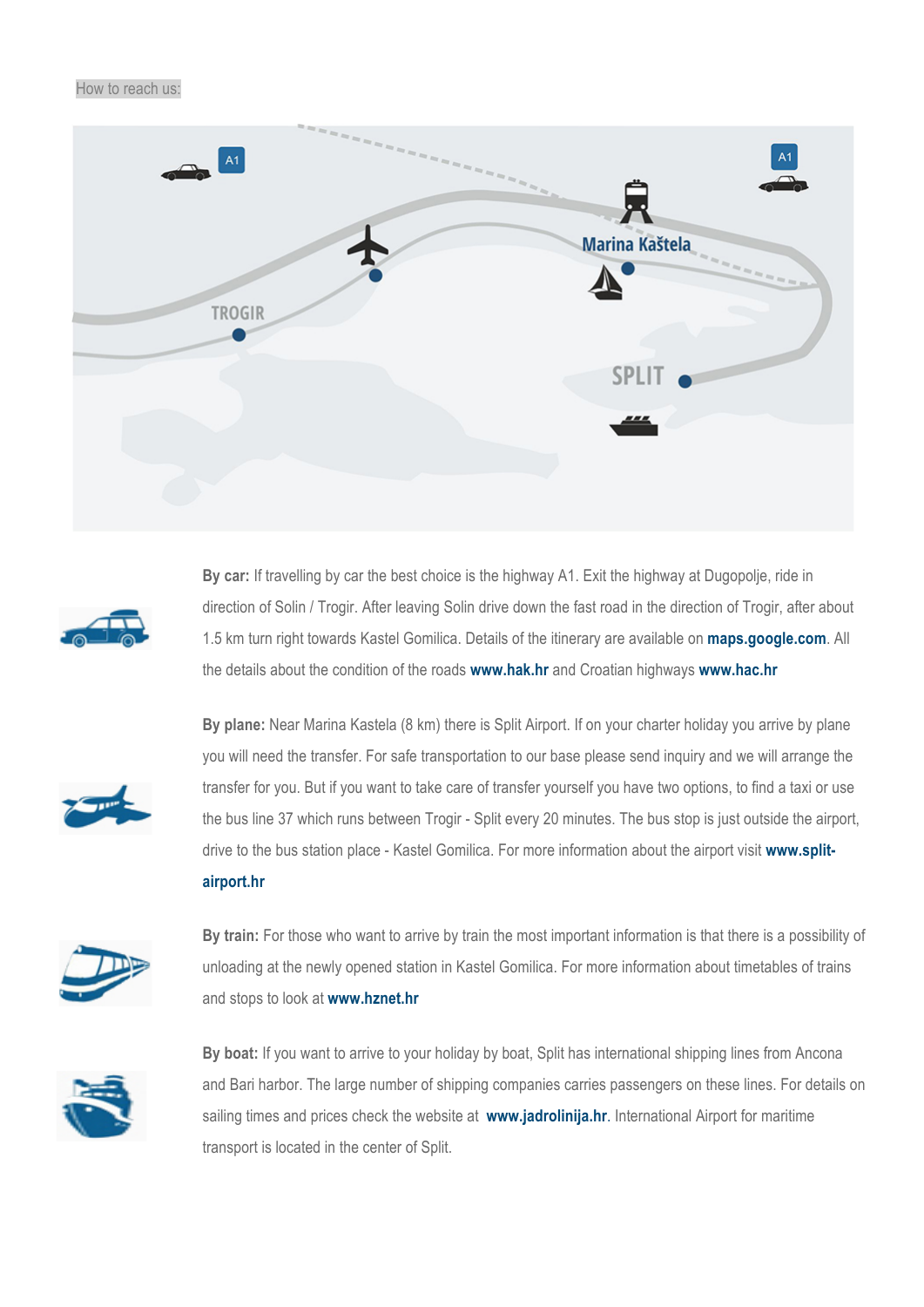How to reach us:

**By car:** If travelling by car the best choice is the highway A1. Exit the highway at Dugopolje, ride in direction of Solin / Trogir. After leaving Solin drive down the fast road in the direction of Trogir, after about 1.5 km turn right towards Kastel Gomilica. Details of the itinerary are available on **maps.google.com**. All the details about the condition of the roads **www.hak.hr** and Croatian highways **www.hac.hr**

**By plane:** Near Marina Kastela (8 km) there is Split Airport. If on your charter holiday you arrive by plane you will need the transfer. For safe transportation to our base please send inquiry and we will arrange the transfer for you. But if you want to take care of transfer yourself you have two options, to find a taxi or use the bus line 37 which runs between Trogir - Split every 20 minutes. The bus stop is just outside the airport, drive to the bus station place - Kastel Gomilica. For more information about the airport visit **www.split-airport.hr**

**By train:** For those who want to arrive by train the most important information is that there is a possibility of unloading at the newly opened station in Kastel Gomilica. For more information about timetables of trains and stops to look at **www.hznet.hr**

**By boat:** If you want to arrive to your holiday by boat, Split has international shipping lines from Ancona and Bari harbor. The large number of shipping companies carries passengers on these lines. For details on sailing times and prices check the website at **www.jadrolinija.hr**. International Airport for maritime transport is located in the center of Split.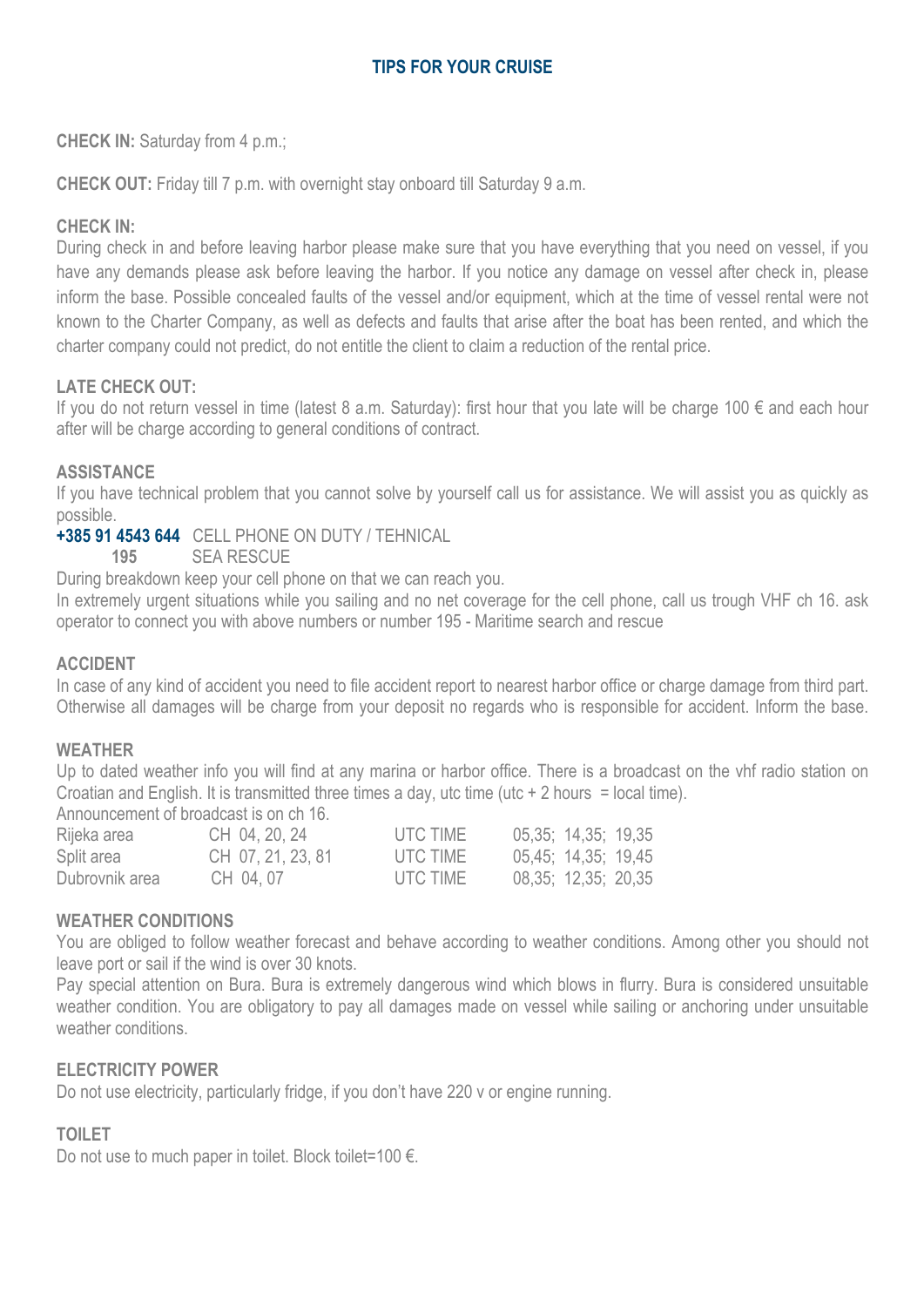# TIPS FOR YOUR CRUISE

**CHECK IN:** Saturday from 4 p.m.;

**CHECK OUT:** Friday till 7 p.m. with overnight stay onboard till Saturday 9 a.m.

## CHECK IN:

During check in and before leaving harbor please make sure that you have everything that you need on vessel, if you have any demands please ask before leaving the harbor. If you notice any damage on vessel after check in, please inform the base. Possible concealed faults of the vessel and/or equipment, which at the time of vessel rental were not known to the Charter Company, as well as defects and faults that arise after the boat has been rented, and which the charter company could not predict, do not entitle the client to claim a reduction of the rental price.

## LATE CHECK OUT:

If you do not return vessel in time (latest 8 a.m. Saturday): first hour that you late will be charge 100 € and each hour after will be charge according to general conditions of contract.

## ASSISTANCE

If you have technical problem that you cannot solve by yourself call us for assistance. We will assist you as quickly as possible.

**+385 91 4543 644** CELL PHONE ON DUTY / TEHNICAL
**195** SEA RESCUE

During breakdown keep your cell phone on that we can reach you.

In extremely urgent situations while you sailing and no net coverage for the cell phone, call us trough VHF ch 16. ask operator to connect you with above numbers or number 195 - Maritime search and rescue

## ACCIDENT

In case of any kind of accident you need to file accident report to nearest harbor office or charge damage from third part. Otherwise all damages will be charge from your deposit no regards who is responsible for accident. Inform the base.

## WEATHER

Up to dated weather info you will find at any marina or harbor office. There is a broadcast on the vhf radio station on Croatian and English. It is transmitted three times a day, utc time (utc + 2 hours = local time).

Announcement of broadcast is on ch 16.

| | | | |
|---|---|---|---|
| Rijeka area | CH 04, 20, 24 | UTC TIME | 05,35; 14,35; 19,35 |
| Split area | CH 07, 21, 23, 81 | UTC TIME | 05,45; 14,35; 19,45 |
| Dubrovnik area | CH 04, 07 | UTC TIME | 08,35; 12,35; 20,35 |

## WEATHER CONDITIONS

You are obliged to follow weather forecast and behave according to weather conditions. Among other you should not leave port or sail if the wind is over 30 knots.

Pay special attention on Bura. Bura is extremely dangerous wind which blows in flurry. Bura is considered unsuitable weather condition. You are obligatory to pay all damages made on vessel while sailing or anchoring under unsuitable weather conditions.

## ELECTRICITY POWER

Do not use electricity, particularly fridge, if you don't have 220 v or engine running.

## TOILET

Do not use to much paper in toilet. Block toilet=100 €.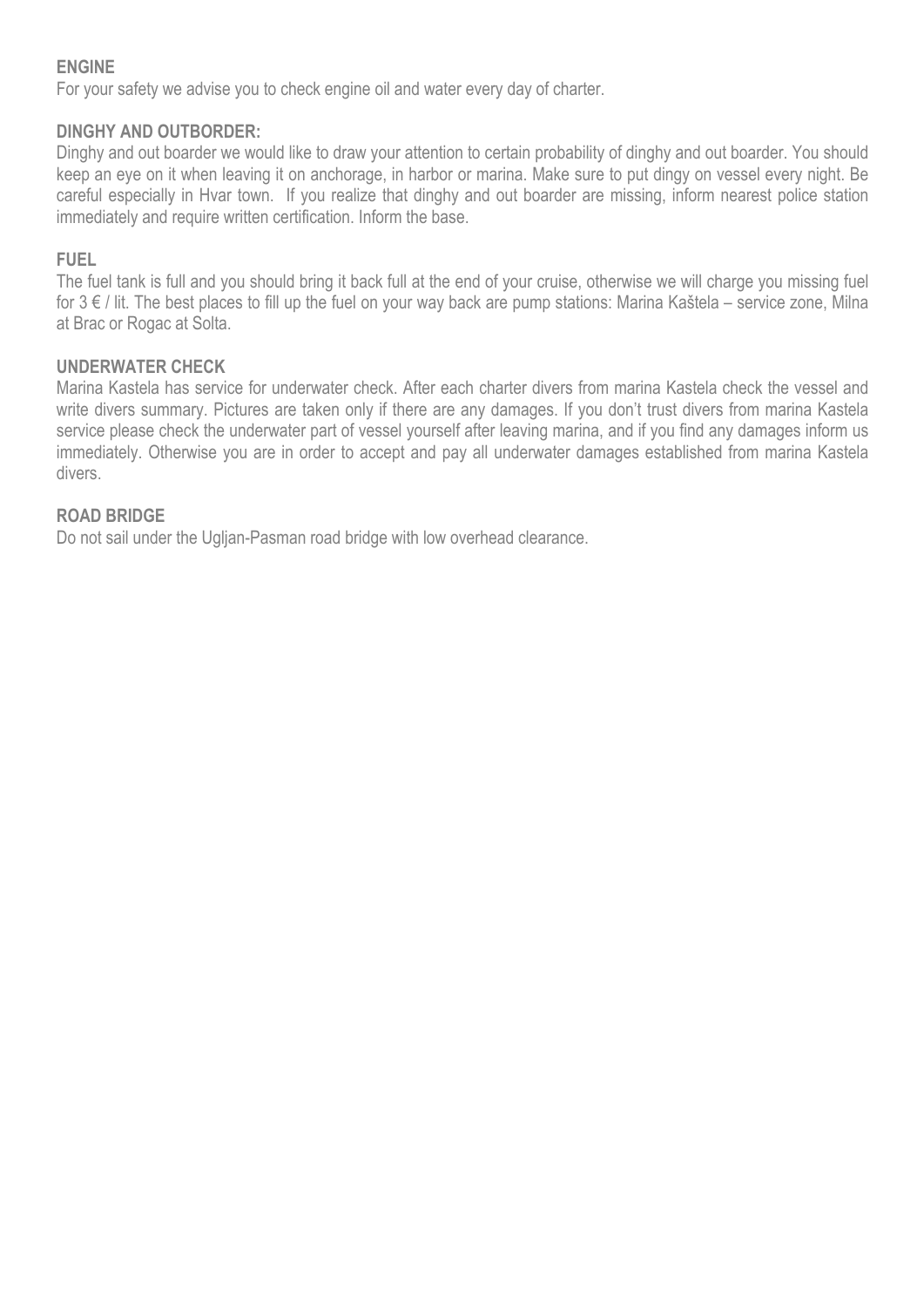## ENGINE

For your safety we advise you to check engine oil and water every day of charter.

## DINGHY AND OUTBORDER:

Dinghy and out boarder we would like to draw your attention to certain probability of dinghy and out boarder. You should keep an eye on it when leaving it on anchorage, in harbor or marina. Make sure to put dingy on vessel every night. Be careful especially in Hvar town. If you realize that dinghy and out boarder are missing, inform nearest police station immediately and require written certification. Inform the base.

## FUEL

The fuel tank is full and you should bring it back full at the end of your cruise, otherwise we will charge you missing fuel for 3 € / lit. The best places to fill up the fuel on your way back are pump stations: Marina Kaštela – service zone, Milna at Brac or Rogac at Solta.

## UNDERWATER CHECK

Marina Kastela has service for underwater check. After each charter divers from marina Kastela check the vessel and write divers summary. Pictures are taken only if there are any damages. If you don't trust divers from marina Kastela service please check the underwater part of vessel yourself after leaving marina, and if you find any damages inform us immediately. Otherwise you are in order to accept and pay all underwater damages established from marina Kastela divers.

## ROAD BRIDGE

Do not sail under the Ugljan-Pasman road bridge with low overhead clearance.